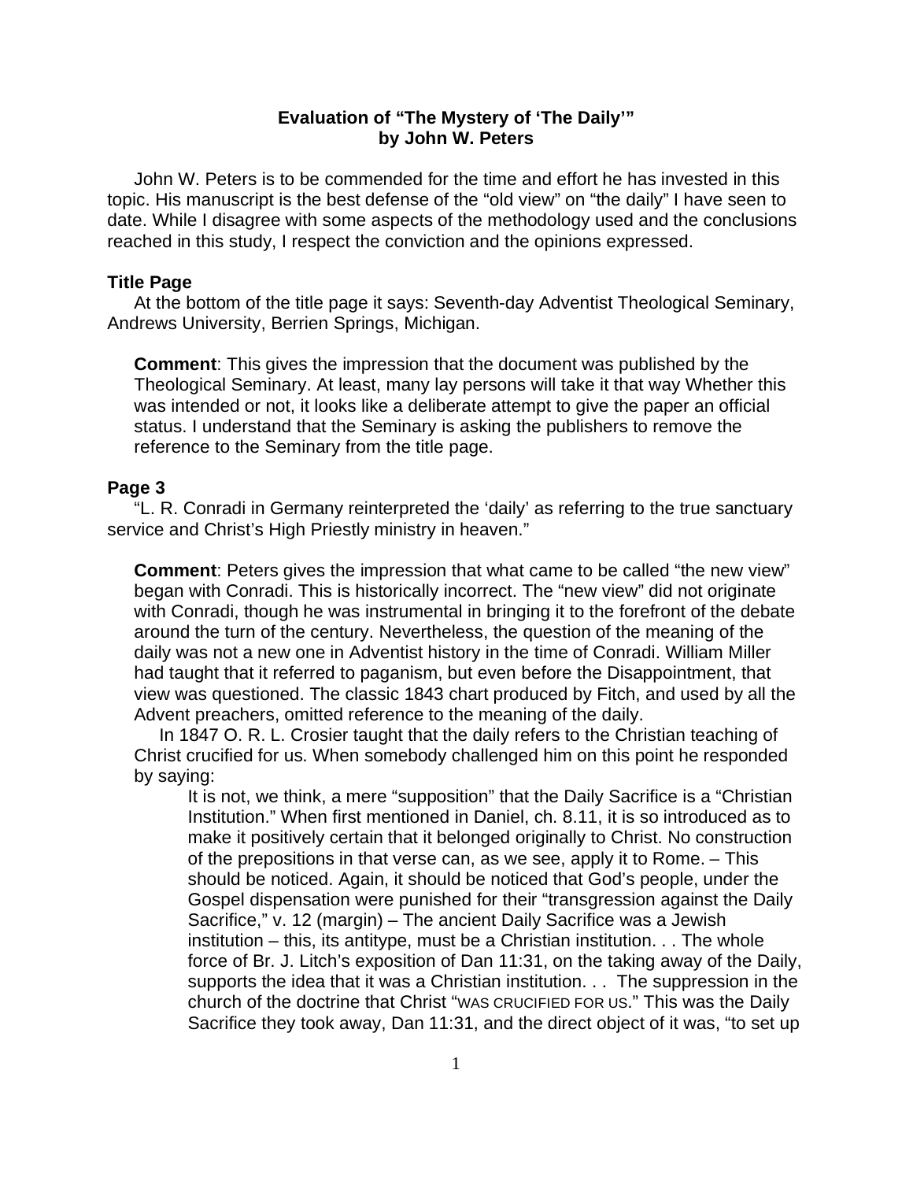**Evaluation of "The Mystery of 'The Daily'"**
**by John W. Peters**

John W. Peters is to be commended for the time and effort he has invested in this topic. His manuscript is the best defense of the "old view" on "the daily" I have seen to date. While I disagree with some aspects of the methodology used and the conclusions reached in this study, I respect the conviction and the opinions expressed.

### Title Page

At the bottom of the title page it says: Seventh-day Adventist Theological Seminary, Andrews University, Berrien Springs, Michigan.

> **Comment**: This gives the impression that the document was published by the Theological Seminary. At least, many lay persons will take it that way Whether this was intended or not, it looks like a deliberate attempt to give the paper an official status. I understand that the Seminary is asking the publishers to remove the reference to the Seminary from the title page.

### Page 3

"L. R. Conradi in Germany reinterpreted the 'daily' as referring to the true sanctuary service and Christ's High Priestly ministry in heaven."

> **Comment**: Peters gives the impression that what came to be called "the new view" began with Conradi. This is historically incorrect. The "new view" did not originate with Conradi, though he was instrumental in bringing it to the forefront of the debate around the turn of the century. Nevertheless, the question of the meaning of the daily was not a new one in Adventist history in the time of Conradi. William Miller had taught that it referred to paganism, but even before the Disappointment, that view was questioned. The classic 1843 chart produced by Fitch, and used by all the Advent preachers, omitted reference to the meaning of the daily.
>
> In 1847 O. R. L. Crosier taught that the daily refers to the Christian teaching of Christ crucified for us. When somebody challenged him on this point he responded by saying:
>
> > It is not, we think, a mere "supposition" that the Daily Sacrifice is a "Christian Institution." When first mentioned in Daniel, ch. 8.11, it is so introduced as to make it positively certain that it belonged originally to Christ. No construction of the prepositions in that verse can, as we see, apply it to Rome. – This should be noticed. Again, it should be noticed that God's people, under the Gospel dispensation were punished for their "transgression against the Daily Sacrifice," v. 12 (margin) – The ancient Daily Sacrifice was a Jewish institution – this, its antitype, must be a Christian institution. . . The whole force of Br. J. Litch's exposition of Dan 11:31, on the taking away of the Daily, supports the idea that it was a Christian institution. . . The suppression in the church of the doctrine that Christ "WAS CRUCIFIED FOR US." This was the Daily Sacrifice they took away, Dan 11:31, and the direct object of it was, "to set up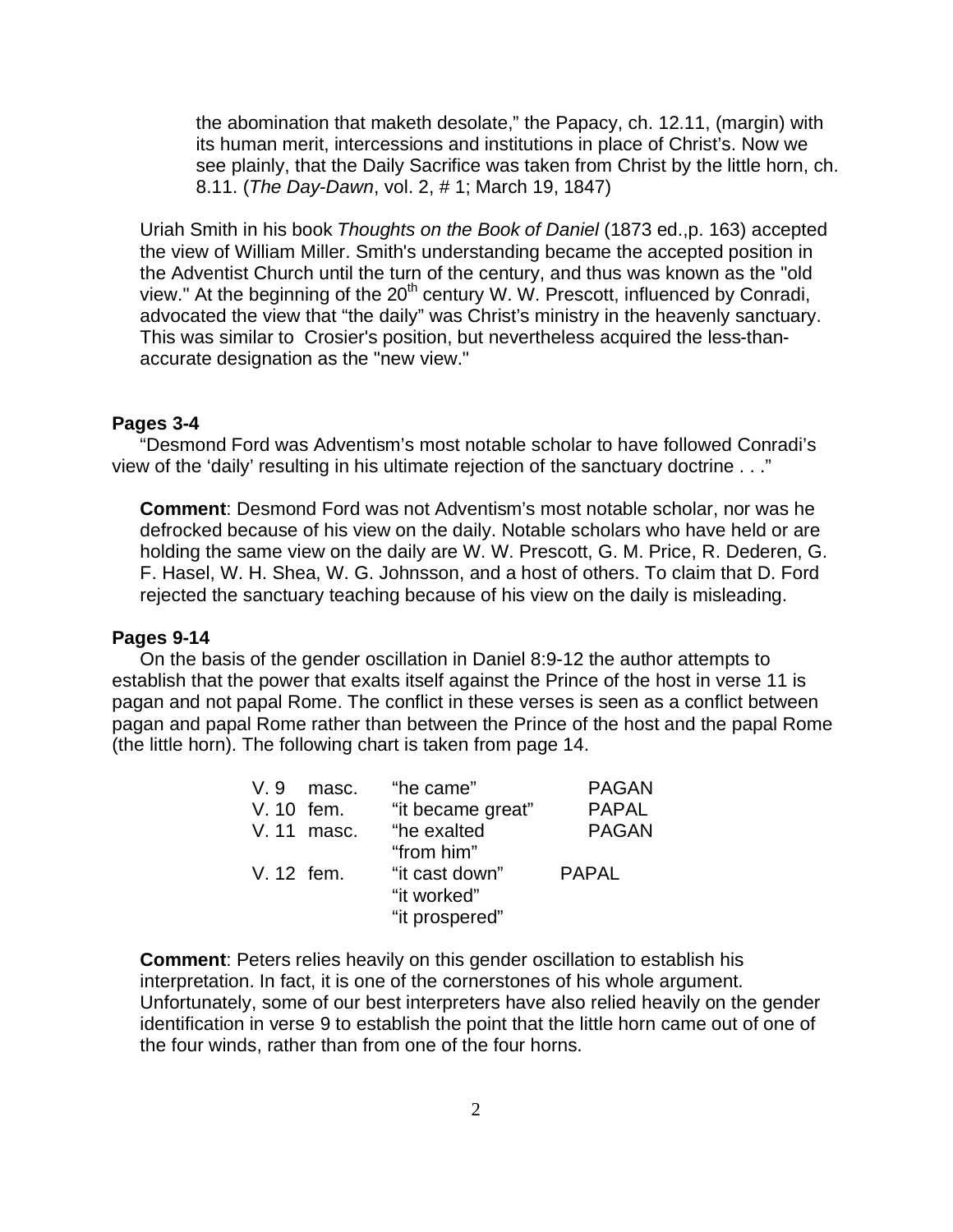> the abomination that maketh desolate," the Papacy, ch. 12.11, (margin) with its human merit, intercessions and institutions in place of Christ's. Now we see plainly, that the Daily Sacrifice was taken from Christ by the little horn, ch. 8.11. (*The Day-Dawn*, vol. 2, # 1; March 19, 1847)

Uriah Smith in his book *Thoughts on the Book of Daniel* (1873 ed.,p. 163) accepted the view of William Miller. Smith's understanding became the accepted position in the Adventist Church until the turn of the century, and thus was known as the "old view." At the beginning of the 20th century W. W. Prescott, influenced by Conradi, advocated the view that "the daily" was Christ's ministry in the heavenly sanctuary. This was similar to Crosier's position, but nevertheless acquired the less-than-accurate designation as the "new view."

**Pages 3-4**

"Desmond Ford was Adventism's most notable scholar to have followed Conradi's view of the 'daily' resulting in his ultimate rejection of the sanctuary doctrine . . ."

**Comment**: Desmond Ford was not Adventism's most notable scholar, nor was he defrocked because of his view on the daily. Notable scholars who have held or are holding the same view on the daily are W. W. Prescott, G. M. Price, R. Dederen, G. F. Hasel, W. H. Shea, W. G. Johnsson, and a host of others. To claim that D. Ford rejected the sanctuary teaching because of his view on the daily is misleading.

**Pages 9-14**

On the basis of the gender oscillation in Daniel 8:9-12 the author attempts to establish that the power that exalts itself against the Prince of the host in verse 11 is pagan and not papal Rome. The conflict in these verses is seen as a conflict between pagan and papal Rome rather than between the Prince of the host and the papal Rome (the little horn). The following chart is taken from page 14.

| | | | |
|---|---|---|---|
| V. 9 | masc. | "he came" | PAGAN |
| V. 10 | fem. | "it became great" | PAPAL |
| V. 11 | masc. | "he exalted<br>"from him" | PAGAN |
| V. 12 | fem. | "it cast down"<br>"it worked"<br>"it prospered" | PAPAL |

**Comment**: Peters relies heavily on this gender oscillation to establish his interpretation. In fact, it is one of the cornerstones of his whole argument. Unfortunately, some of our best interpreters have also relied heavily on the gender identification in verse 9 to establish the point that the little horn came out of one of the four winds, rather than from one of the four horns.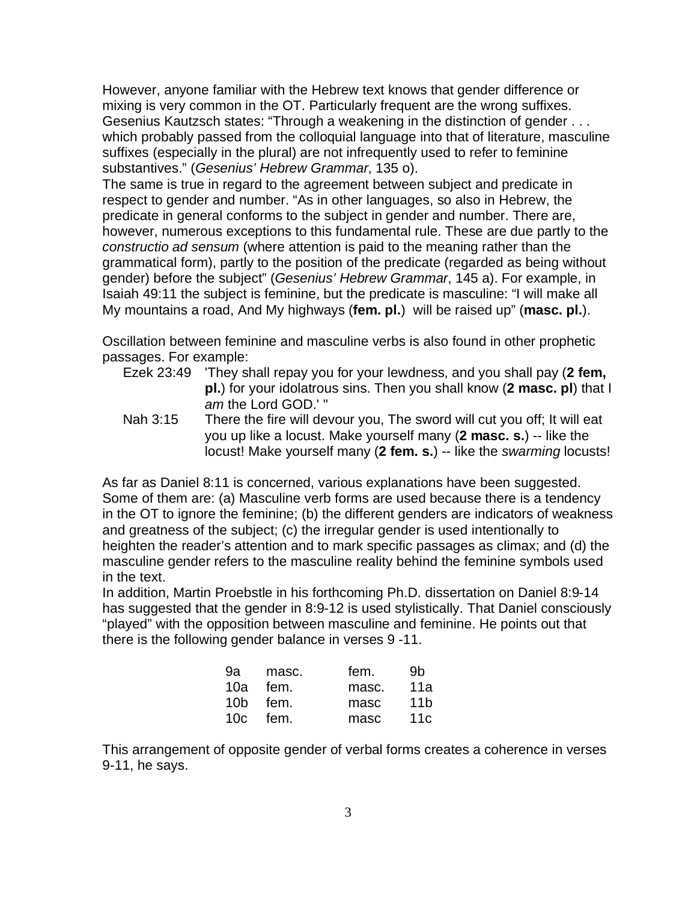However, anyone familiar with the Hebrew text knows that gender difference or mixing is very common in the OT. Particularly frequent are the wrong suffixes. Gesenius Kautzsch states: “Through a weakening in the distinction of gender . . . which probably passed from the colloquial language into that of literature, masculine suffixes (especially in the plural) are not infrequently used to refer to feminine substantives.” (*Gesenius’ Hebrew Grammar*, 135 o).

The same is true in regard to the agreement between subject and predicate in respect to gender and number. “As in other languages, so also in Hebrew, the predicate in general conforms to the subject in gender and number. There are, however, numerous exceptions to this fundamental rule. These are due partly to the *constructio ad sensum* (where attention is paid to the meaning rather than the grammatical form), partly to the position of the predicate (regarded as being without gender) before the subject” (*Gesenius’ Hebrew Grammar*, 145 a). For example, in Isaiah 49:11 the subject is feminine, but the predicate is masculine: “I will make all My mountains a road, And My highways (**fem. pl.**) will be raised up” (**masc. pl.**).

Oscillation between feminine and masculine verbs is also found in other prophetic passages. For example:

Ezek 23:49 'They shall repay you for your lewdness, and you shall pay (**2 fem, pl.**) for your idolatrous sins. Then you shall know (**2 masc. pl**) that I *am* the Lord GOD.' "

Nah 3:15 There the fire will devour you, The sword will cut you off; It will eat you up like a locust. Make yourself many (**2 masc. s.**) -- like the locust! Make yourself many (**2 fem. s.**) -- like the *swarming* locusts!

As far as Daniel 8:11 is concerned, various explanations have been suggested. Some of them are: (a) Masculine verb forms are used because there is a tendency in the OT to ignore the feminine; (b) the different genders are indicators of weakness and greatness of the subject; (c) the irregular gender is used intentionally to heighten the reader’s attention and to mark specific passages as climax; and (d) the masculine gender refers to the masculine reality behind the feminine symbols used in the text.

In addition, Martin Proebstle in his forthcoming Ph.D. dissertation on Daniel 8:9-14 has suggested that the gender in 8:9-12 is used stylistically. That Daniel consciously “played” with the opposition between masculine and feminine. He points out that there is the following gender balance in verses 9 -11.

| | | | |
|---|---|---|---|
| 9a | masc. | fem. | 9b |
| 10a | fem. | masc. | 11a |
| 10b | fem. | masc | 11b |
| 10c | fem. | masc | 11c |

This arrangement of opposite gender of verbal forms creates a coherence in verses 9-11, he says.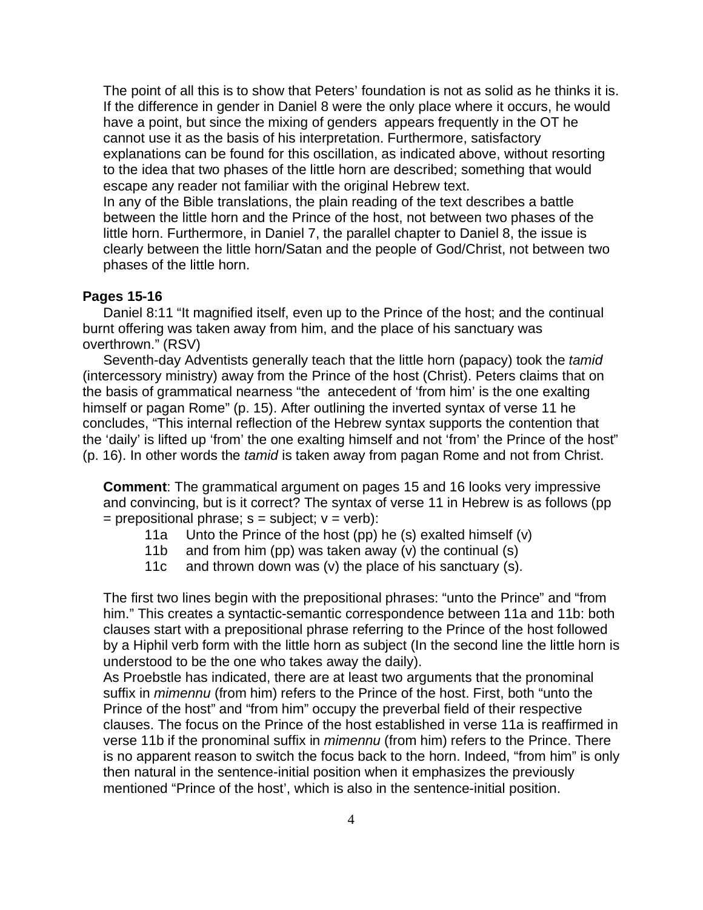The point of all this is to show that Peters' foundation is not as solid as he thinks it is. If the difference in gender in Daniel 8 were the only place where it occurs, he would have a point, but since the mixing of genders appears frequently in the OT he cannot use it as the basis of his interpretation. Furthermore, satisfactory explanations can be found for this oscillation, as indicated above, without resorting to the idea that two phases of the little horn are described; something that would escape any reader not familiar with the original Hebrew text.

In any of the Bible translations, the plain reading of the text describes a battle between the little horn and the Prince of the host, not between two phases of the little horn. Furthermore, in Daniel 7, the parallel chapter to Daniel 8, the issue is clearly between the little horn/Satan and the people of God/Christ, not between two phases of the little horn.

**Pages 15-16**

Daniel 8:11 "It magnified itself, even up to the Prince of the host; and the continual burnt offering was taken away from him, and the place of his sanctuary was overthrown." (RSV)

Seventh-day Adventists generally teach that the little horn (papacy) took the *tamid* (intercessory ministry) away from the Prince of the host (Christ). Peters claims that on the basis of grammatical nearness "the antecedent of 'from him' is the one exalting himself or pagan Rome" (p. 15). After outlining the inverted syntax of verse 11 he concludes, "This internal reflection of the Hebrew syntax supports the contention that the 'daily' is lifted up 'from' the one exalting himself and not 'from' the Prince of the host" (p. 16). In other words the *tamid* is taken away from pagan Rome and not from Christ.

**Comment**: The grammatical argument on pages 15 and 16 looks very impressive and convincing, but is it correct? The syntax of verse 11 in Hebrew is as follows (pp = prepositional phrase; s = subject; v = verb):

- 11a Unto the Prince of the host (pp) he (s) exalted himself (v)
- 11b and from him (pp) was taken away (v) the continual (s)
- 11c and thrown down was (v) the place of his sanctuary (s).

The first two lines begin with the prepositional phrases: "unto the Prince" and "from him." This creates a syntactic-semantic correspondence between 11a and 11b: both clauses start with a prepositional phrase referring to the Prince of the host followed by a Hiphil verb form with the little horn as subject (In the second line the little horn is understood to be the one who takes away the daily).

As Proebstle has indicated, there are at least two arguments that the pronominal suffix in *mimennu* (from him) refers to the Prince of the host. First, both "unto the Prince of the host" and "from him" occupy the preverbal field of their respective clauses. The focus on the Prince of the host established in verse 11a is reaffirmed in verse 11b if the pronominal suffix in *mimennu* (from him) refers to the Prince. There is no apparent reason to switch the focus back to the horn. Indeed, "from him" is only then natural in the sentence-initial position when it emphasizes the previously mentioned "Prince of the host', which is also in the sentence-initial position.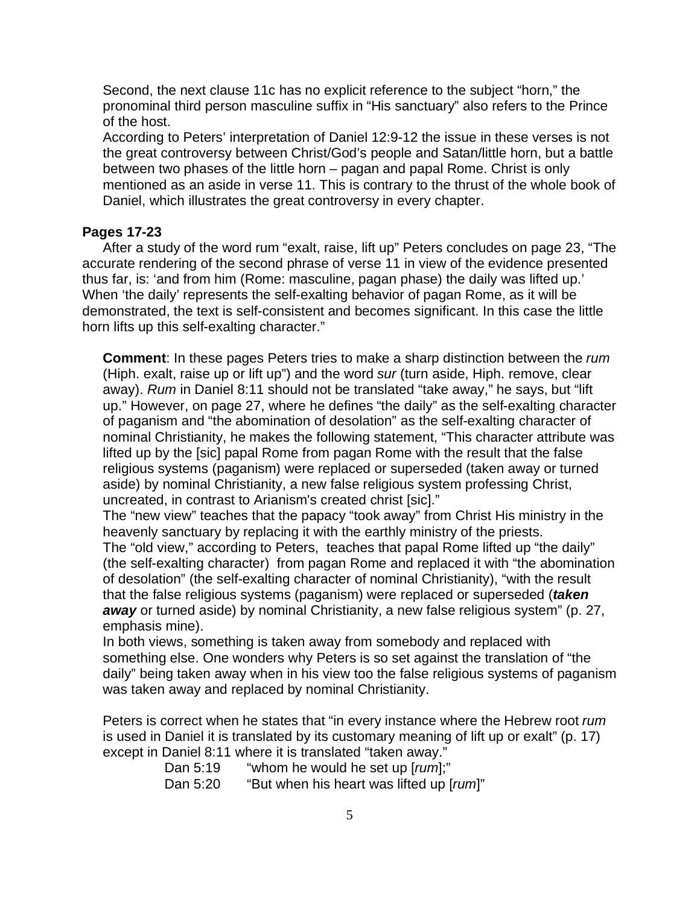Second, the next clause 11c has no explicit reference to the subject "horn," the pronominal third person masculine suffix in "His sanctuary" also refers to the Prince of the host.

According to Peters' interpretation of Daniel 12:9-12 the issue in these verses is not the great controversy between Christ/God's people and Satan/little horn, but a battle between two phases of the little horn – pagan and papal Rome. Christ is only mentioned as an aside in verse 11. This is contrary to the thrust of the whole book of Daniel, which illustrates the great controversy in every chapter.

**Pages 17-23**

After a study of the word rum "exalt, raise, lift up" Peters concludes on page 23, "The accurate rendering of the second phrase of verse 11 in view of the evidence presented thus far, is: 'and from him (Rome: masculine, pagan phase) the daily was lifted up.' When 'the daily' represents the self-exalting behavior of pagan Rome, as it will be demonstrated, the text is self-consistent and becomes significant. In this case the little horn lifts up this self-exalting character."

**Comment**: In these pages Peters tries to make a sharp distinction between the *rum* (Hiph. exalt, raise up or lift up") and the word *sur* (turn aside, Hiph. remove, clear away). *Rum* in Daniel 8:11 should not be translated "take away," he says, but "lift up." However, on page 27, where he defines "the daily" as the self-exalting character of paganism and "the abomination of desolation" as the self-exalting character of nominal Christianity, he makes the following statement, "This character attribute was lifted up by the [sic] papal Rome from pagan Rome with the result that the false religious systems (paganism) were replaced or superseded (taken away or turned aside) by nominal Christianity, a new false religious system professing Christ, uncreated, in contrast to Arianism's created christ [sic]."

The "new view" teaches that the papacy "took away" from Christ His ministry in the heavenly sanctuary by replacing it with the earthly ministry of the priests.

The "old view," according to Peters, teaches that papal Rome lifted up "the daily" (the self-exalting character) from pagan Rome and replaced it with "the abomination of desolation" (the self-exalting character of nominal Christianity), "with the result that the false religious systems (paganism) were replaced or superseded (***taken away*** or turned aside) by nominal Christianity, a new false religious system" (p. 27, emphasis mine).

In both views, something is taken away from somebody and replaced with something else. One wonders why Peters is so set against the translation of "the daily" being taken away when in his view too the false religious systems of paganism was taken away and replaced by nominal Christianity.

Peters is correct when he states that "in every instance where the Hebrew root *rum* is used in Daniel it is translated by its customary meaning of lift up or exalt" (p. 17) except in Daniel 8:11 where it is translated "taken away."

Dan 5:19 "whom he would he set up [*rum*];"
Dan 5:20 "But when his heart was lifted up [*rum*]"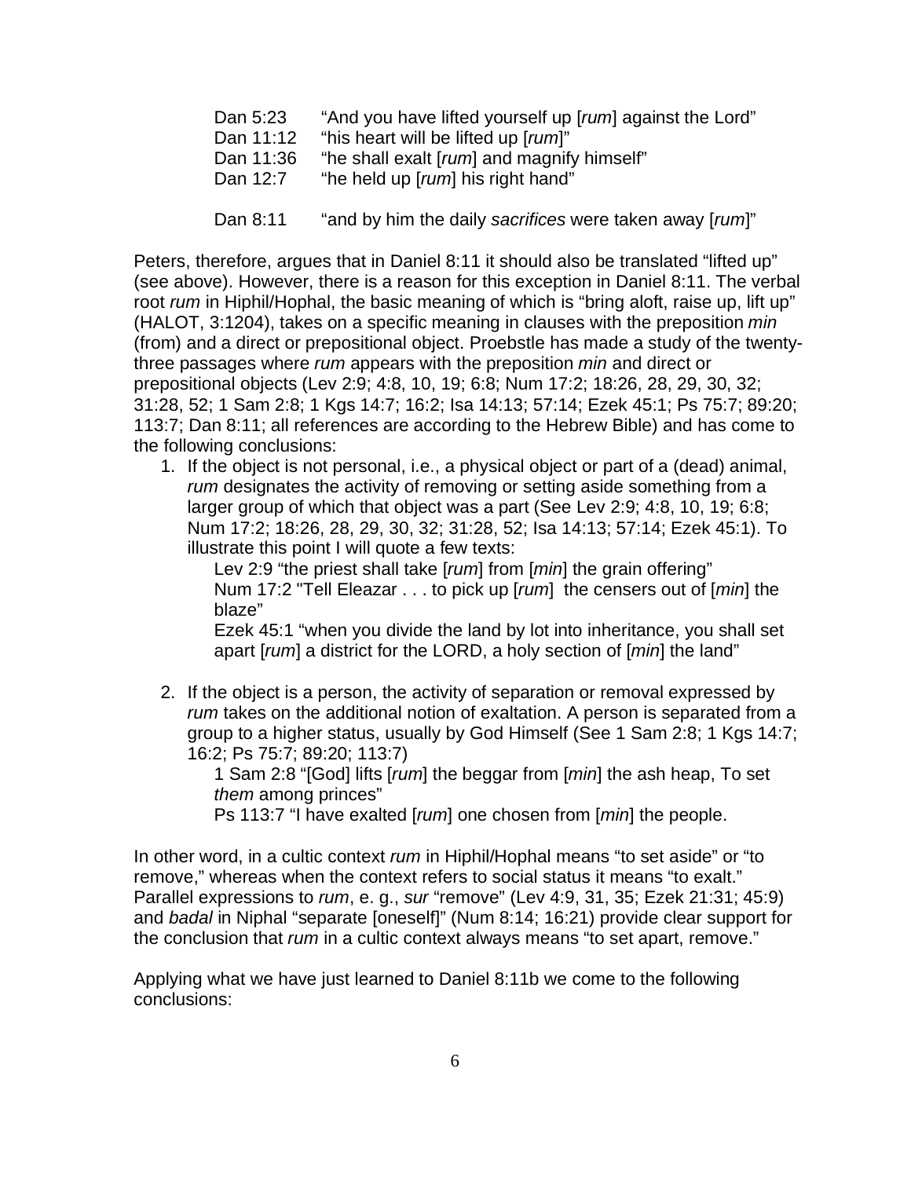Dan 5:23 "And you have lifted yourself up [*rum*] against the Lord"
Dan 11:12 "his heart will be lifted up [*rum*]"
Dan 11:36 "he shall exalt [*rum*] and magnify himself"
Dan 12:7 "he held up [*rum*] his right hand"

Dan 8:11 "and by him the daily *sacrifices* were taken away [*rum*]"

Peters, therefore, argues that in Daniel 8:11 it should also be translated "lifted up" (see above). However, there is a reason for this exception in Daniel 8:11. The verbal root *rum* in Hiphil/Hophal, the basic meaning of which is "bring aloft, raise up, lift up" (HALOT, 3:1204), takes on a specific meaning in clauses with the preposition *min* (from) and a direct or prepositional object. Proebstle has made a study of the twenty-three passages where *rum* appears with the preposition *min* and direct or prepositional objects (Lev 2:9; 4:8, 10, 19; 6:8; Num 17:2; 18:26, 28, 29, 30, 32; 31:28, 52; 1 Sam 2:8; 1 Kgs 14:7; 16:2; Isa 14:13; 57:14; Ezek 45:1; Ps 75:7; 89:20; 113:7; Dan 8:11; all references are according to the Hebrew Bible) and has come to the following conclusions:

1. If the object is not personal, i.e., a physical object or part of a (dead) animal, *rum* designates the activity of removing or setting aside something from a larger group of which that object was a part (See Lev 2:9; 4:8, 10, 19; 6:8; Num 17:2; 18:26, 28, 29, 30, 32; 31:28, 52; Isa 14:13; 57:14; Ezek 45:1). To illustrate this point I will quote a few texts:

   Lev 2:9 "the priest shall take [*rum*] from [*min*] the grain offering"
   Num 17:2 "Tell Eleazar . . . to pick up [*rum*] the censers out of [*min*] the blaze"
   Ezek 45:1 "when you divide the land by lot into inheritance, you shall set apart [*rum*] a district for the LORD, a holy section of [*min*] the land"

2. If the object is a person, the activity of separation or removal expressed by *rum* takes on the additional notion of exaltation. A person is separated from a group to a higher status, usually by God Himself (See 1 Sam 2:8; 1 Kgs 14:7; 16:2; Ps 75:7; 89:20; 113:7)

   1 Sam 2:8 "[God] lifts [*rum*] the beggar from [*min*] the ash heap, To set *them* among princes"
   Ps 113:7 "I have exalted [*rum*] one chosen from [*min*] the people.

In other word, in a cultic context *rum* in Hiphil/Hophal means "to set aside" or "to remove," whereas when the context refers to social status it means "to exalt." Parallel expressions to *rum*, e. g., *sur* "remove" (Lev 4:9, 31, 35; Ezek 21:31; 45:9) and *badal* in Niphal "separate [oneself]" (Num 8:14; 16:21) provide clear support for the conclusion that *rum* in a cultic context always means "to set apart, remove."

Applying what we have just learned to Daniel 8:11b we come to the following conclusions: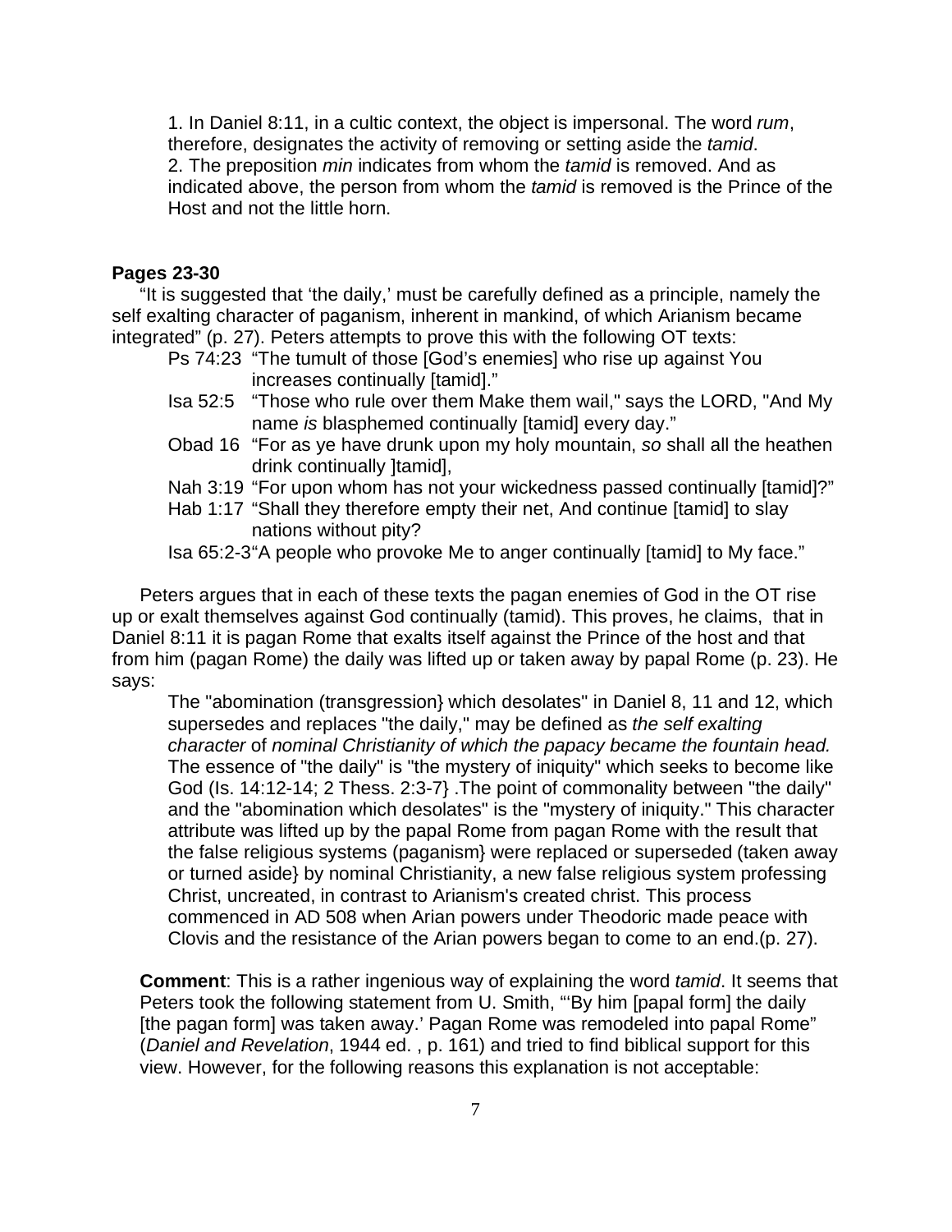1. In Daniel 8:11, in a cultic context, the object is impersonal. The word *rum*, therefore, designates the activity of removing or setting aside the *tamid*.
2. The preposition *min* indicates from whom the *tamid* is removed. And as indicated above, the person from whom the *tamid* is removed is the Prince of the Host and not the little horn.

**Pages 23-30**

"It is suggested that 'the daily,' must be carefully defined as a principle, namely the self exalting character of paganism, inherent in mankind, of which Arianism became integrated" (p. 27). Peters attempts to prove this with the following OT texts:

Ps 74:23 "The tumult of those [God's enemies] who rise up against You increases continually [tamid]."
Isa 52:5 "Those who rule over them Make them wail," says the LORD, "And My name *is* blasphemed continually [tamid] every day."
Obad 16 "For as ye have drunk upon my holy mountain, *so* shall all the heathen drink continually ]tamid],
Nah 3:19 "For upon whom has not your wickedness passed continually [tamid]?"
Hab 1:17 "Shall they therefore empty their net, And continue [tamid] to slay nations without pity?
Isa 65:2-3"A people who provoke Me to anger continually [tamid] to My face."

Peters argues that in each of these texts the pagan enemies of God in the OT rise up or exalt themselves against God continually (tamid). This proves, he claims, that in Daniel 8:11 it is pagan Rome that exalts itself against the Prince of the host and that from him (pagan Rome) the daily was lifted up or taken away by papal Rome (p. 23). He says:

> The "abomination (transgression} which desolates" in Daniel 8, 11 and 12, which supersedes and replaces "the daily," may be defined as *the self exalting character* of *nominal Christianity of which the papacy became the fountain head.* The essence of "the daily" is "the mystery of iniquity" which seeks to become like God (Is. 14:12-14; 2 Thess. 2:3-7} .The point of commonality between "the daily" and the "abomination which desolates" is the "mystery of iniquity." This character attribute was lifted up by the papal Rome from pagan Rome with the result that the false religious systems (paganism} were replaced or superseded (taken away or turned aside} by nominal Christianity, a new false religious system professing Christ, uncreated, in contrast to Arianism's created christ. This process commenced in AD 508 when Arian powers under Theodoric made peace with Clovis and the resistance of the Arian powers began to come to an end.(p. 27).

**Comment**: This is a rather ingenious way of explaining the word *tamid*. It seems that Peters took the following statement from U. Smith, "'By him [papal form] the daily [the pagan form] was taken away.' Pagan Rome was remodeled into papal Rome" (*Daniel and Revelation*, 1944 ed. , p. 161) and tried to find biblical support for this view. However, for the following reasons this explanation is not acceptable: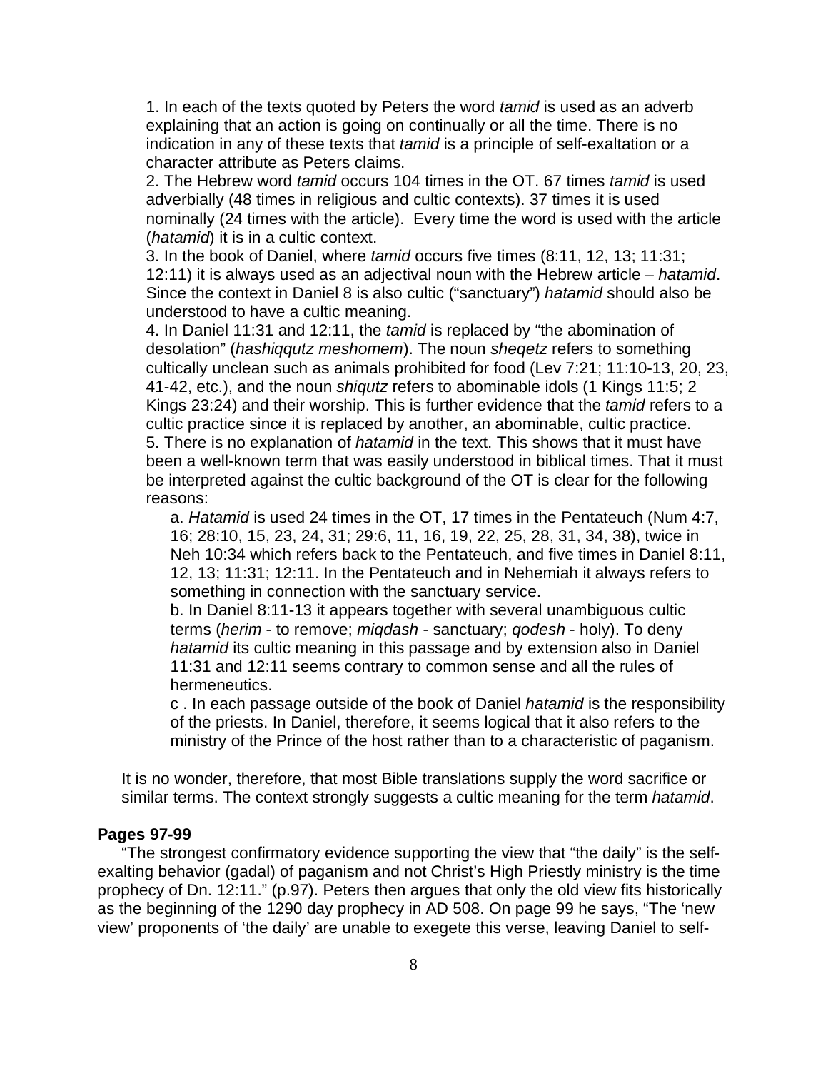1. In each of the texts quoted by Peters the word *tamid* is used as an adverb explaining that an action is going on continually or all the time. There is no indication in any of these texts that *tamid* is a principle of self-exaltation or a character attribute as Peters claims.
2. The Hebrew word *tamid* occurs 104 times in the OT. 67 times *tamid* is used adverbially (48 times in religious and cultic contexts). 37 times it is used nominally (24 times with the article). Every time the word is used with the article (*hatamid*) it is in a cultic context.
3. In the book of Daniel, where *tamid* occurs five times (8:11, 12, 13; 11:31; 12:11) it is always used as an adjectival noun with the Hebrew article – *hatamid*. Since the context in Daniel 8 is also cultic ("sanctuary") *hatamid* should also be understood to have a cultic meaning.
4. In Daniel 11:31 and 12:11, the *tamid* is replaced by "the abomination of desolation" (*hashiqqutz meshomem*). The noun *sheqetz* refers to something cultically unclean such as animals prohibited for food (Lev 7:21; 11:10-13, 20, 23, 41-42, etc.), and the noun *shiqutz* refers to abominable idols (1 Kings 11:5; 2 Kings 23:24) and their worship. This is further evidence that the *tamid* refers to a cultic practice since it is replaced by another, an abominable, cultic practice.
5. There is no explanation of *hatamid* in the text. This shows that it must have been a well-known term that was easily understood in biblical times. That it must be interpreted against the cultic background of the OT is clear for the following reasons:
   a. *Hatamid* is used 24 times in the OT, 17 times in the Pentateuch (Num 4:7, 16; 28:10, 15, 23, 24, 31; 29:6, 11, 16, 19, 22, 25, 28, 31, 34, 38), twice in Neh 10:34 which refers back to the Pentateuch, and five times in Daniel 8:11, 12, 13; 11:31; 12:11. In the Pentateuch and in Nehemiah it always refers to something in connection with the sanctuary service.
   b. In Daniel 8:11-13 it appears together with several unambiguous cultic terms (*herim* - to remove; *miqdash* - sanctuary; *qodesh* - holy). To deny *hatamid* its cultic meaning in this passage and by extension also in Daniel 11:31 and 12:11 seems contrary to common sense and all the rules of hermeneutics.
   c . In each passage outside of the book of Daniel *hatamid* is the responsibility of the priests. In Daniel, therefore, it seems logical that it also refers to the ministry of the Prince of the host rather than to a characteristic of paganism.

It is no wonder, therefore, that most Bible translations supply the word sacrifice or similar terms. The context strongly suggests a cultic meaning for the term *hatamid*.

**Pages 97-99**

"The strongest confirmatory evidence supporting the view that "the daily" is the self-exalting behavior (gadal) of paganism and not Christ's High Priestly ministry is the time prophecy of Dn. 12:11." (p.97). Peters then argues that only the old view fits historically as the beginning of the 1290 day prophecy in AD 508. On page 99 he says, "The 'new view' proponents of 'the daily' are unable to exegete this verse, leaving Daniel to self-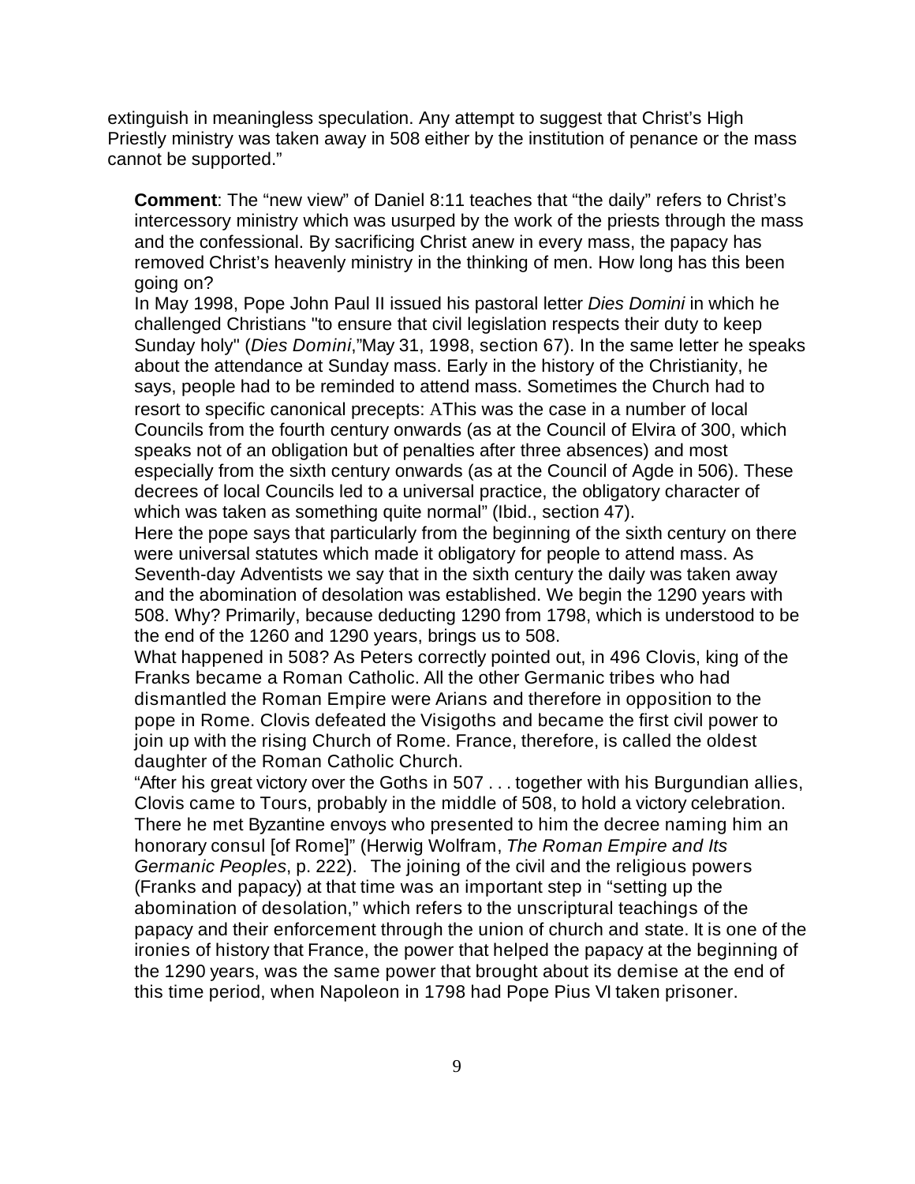extinguish in meaningless speculation. Any attempt to suggest that Christ's High Priestly ministry was taken away in 508 either by the institution of penance or the mass cannot be supported."

**Comment**: The "new view" of Daniel 8:11 teaches that "the daily" refers to Christ's intercessory ministry which was usurped by the work of the priests through the mass and the confessional. By sacrificing Christ anew in every mass, the papacy has removed Christ's heavenly ministry in the thinking of men. How long has this been going on?

In May 1998, Pope John Paul II issued his pastoral letter *Dies Domini* in which he challenged Christians "to ensure that civil legislation respects their duty to keep Sunday holy" (*Dies Domini*,"May 31, 1998, section 67). In the same letter he speaks about the attendance at Sunday mass. Early in the history of the Christianity, he says, people had to be reminded to attend mass. Sometimes the Church had to resort to specific canonical precepts: AThis was the case in a number of local Councils from the fourth century onwards (as at the Council of Elvira of 300, which speaks not of an obligation but of penalties after three absences) and most especially from the sixth century onwards (as at the Council of Agde in 506). These decrees of local Councils led to a universal practice, the obligatory character of which was taken as something quite normal" (Ibid., section 47).

Here the pope says that particularly from the beginning of the sixth century on there were universal statutes which made it obligatory for people to attend mass. As Seventh-day Adventists we say that in the sixth century the daily was taken away and the abomination of desolation was established. We begin the 1290 years with 508. Why? Primarily, because deducting 1290 from 1798, which is understood to be the end of the 1260 and 1290 years, brings us to 508.

What happened in 508? As Peters correctly pointed out, in 496 Clovis, king of the Franks became a Roman Catholic. All the other Germanic tribes who had dismantled the Roman Empire were Arians and therefore in opposition to the pope in Rome. Clovis defeated the Visigoths and became the first civil power to join up with the rising Church of Rome. France, therefore, is called the oldest daughter of the Roman Catholic Church.

"After his great victory over the Goths in 507 . . . together with his Burgundian allies, Clovis came to Tours, probably in the middle of 508, to hold a victory celebration. There he met Byzantine envoys who presented to him the decree naming him an honorary consul [of Rome]" (Herwig Wolfram, *The Roman Empire and Its Germanic Peoples*, p. 222). The joining of the civil and the religious powers (Franks and papacy) at that time was an important step in "setting up the abomination of desolation," which refers to the unscriptural teachings of the papacy and their enforcement through the union of church and state. It is one of the ironies of history that France, the power that helped the papacy at the beginning of the 1290 years, was the same power that brought about its demise at the end of this time period, when Napoleon in 1798 had Pope Pius VI taken prisoner.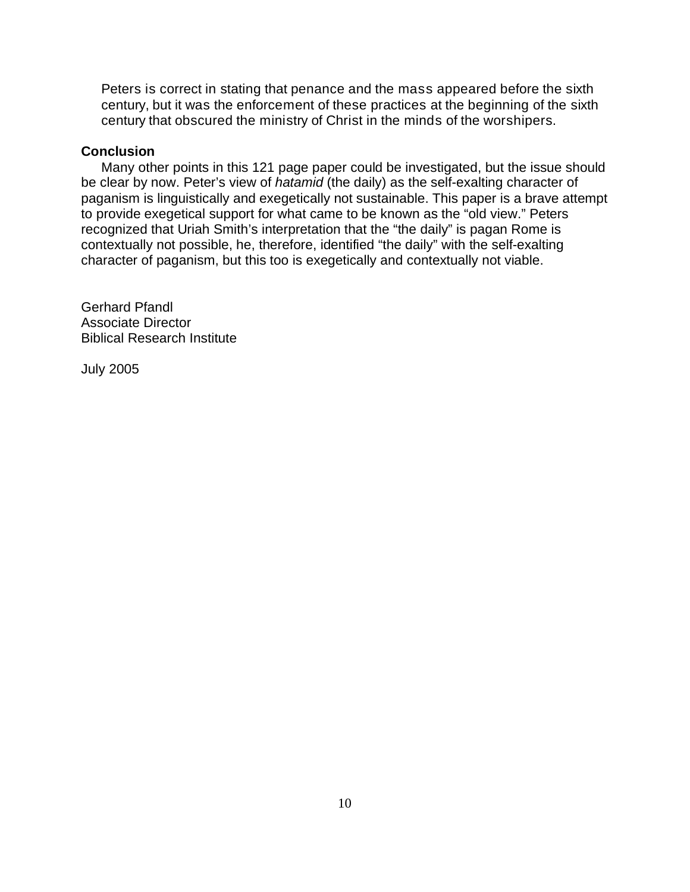Peters is correct in stating that penance and the mass appeared before the sixth century, but it was the enforcement of these practices at the beginning of the sixth century that obscured the ministry of Christ in the minds of the worshipers.

**Conclusion**

Many other points in this 121 page paper could be investigated, but the issue should be clear by now. Peter's view of *hatamid* (the daily) as the self-exalting character of paganism is linguistically and exegetically not sustainable. This paper is a brave attempt to provide exegetical support for what came to be known as the "old view." Peters recognized that Uriah Smith's interpretation that the "the daily" is pagan Rome is contextually not possible, he, therefore, identified "the daily" with the self-exalting character of paganism, but this too is exegetically and contextually not viable.

Gerhard Pfandl
Associate Director
Biblical Research Institute

July 2005